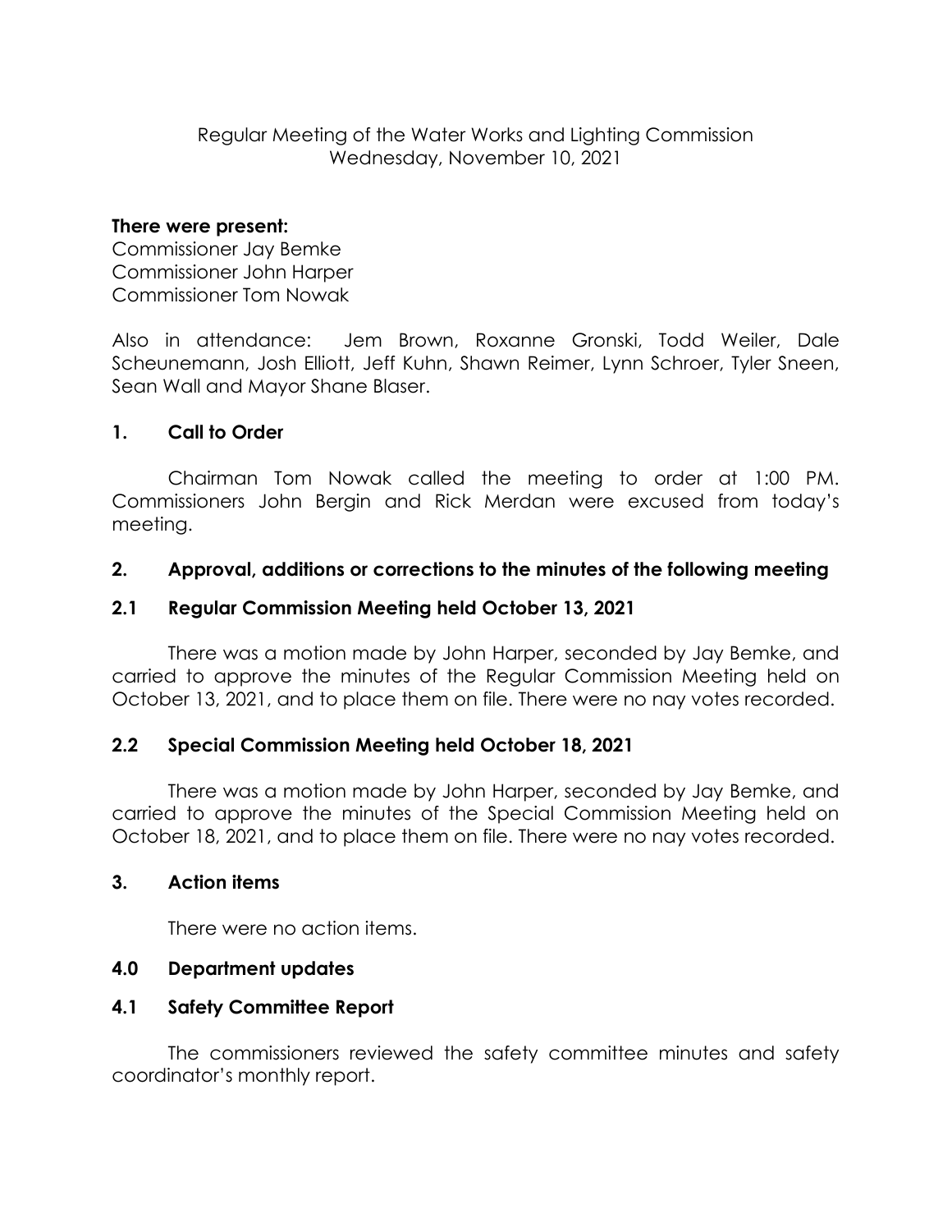# Regular Meeting of the Water Works and Lighting Commission
Wednesday, November 10, 2021

**There were present:**
Commissioner Jay Bemke
Commissioner John Harper
Commissioner Tom Nowak

Also in attendance: Jem Brown, Roxanne Gronski, Todd Weiler, Dale Scheunemann, Josh Elliott, Jeff Kuhn, Shawn Reimer, Lynn Schroer, Tyler Sneen, Sean Wall and Mayor Shane Blaser.

## 1. Call to Order

Chairman Tom Nowak called the meeting to order at 1:00 PM. Commissioners John Bergin and Rick Merdan were excused from today's meeting.

## 2. Approval, additions or corrections to the minutes of the following meeting

### 2.1 Regular Commission Meeting held October 13, 2021

There was a motion made by John Harper, seconded by Jay Bemke, and carried to approve the minutes of the Regular Commission Meeting held on October 13, 2021, and to place them on file. There were no nay votes recorded.

### 2.2 Special Commission Meeting held October 18, 2021

There was a motion made by John Harper, seconded by Jay Bemke, and carried to approve the minutes of the Special Commission Meeting held on October 18, 2021, and to place them on file. There were no nay votes recorded.

## 3. Action items

There were no action items.

## 4.0 Department updates

### 4.1 Safety Committee Report

The commissioners reviewed the safety committee minutes and safety coordinator's monthly report.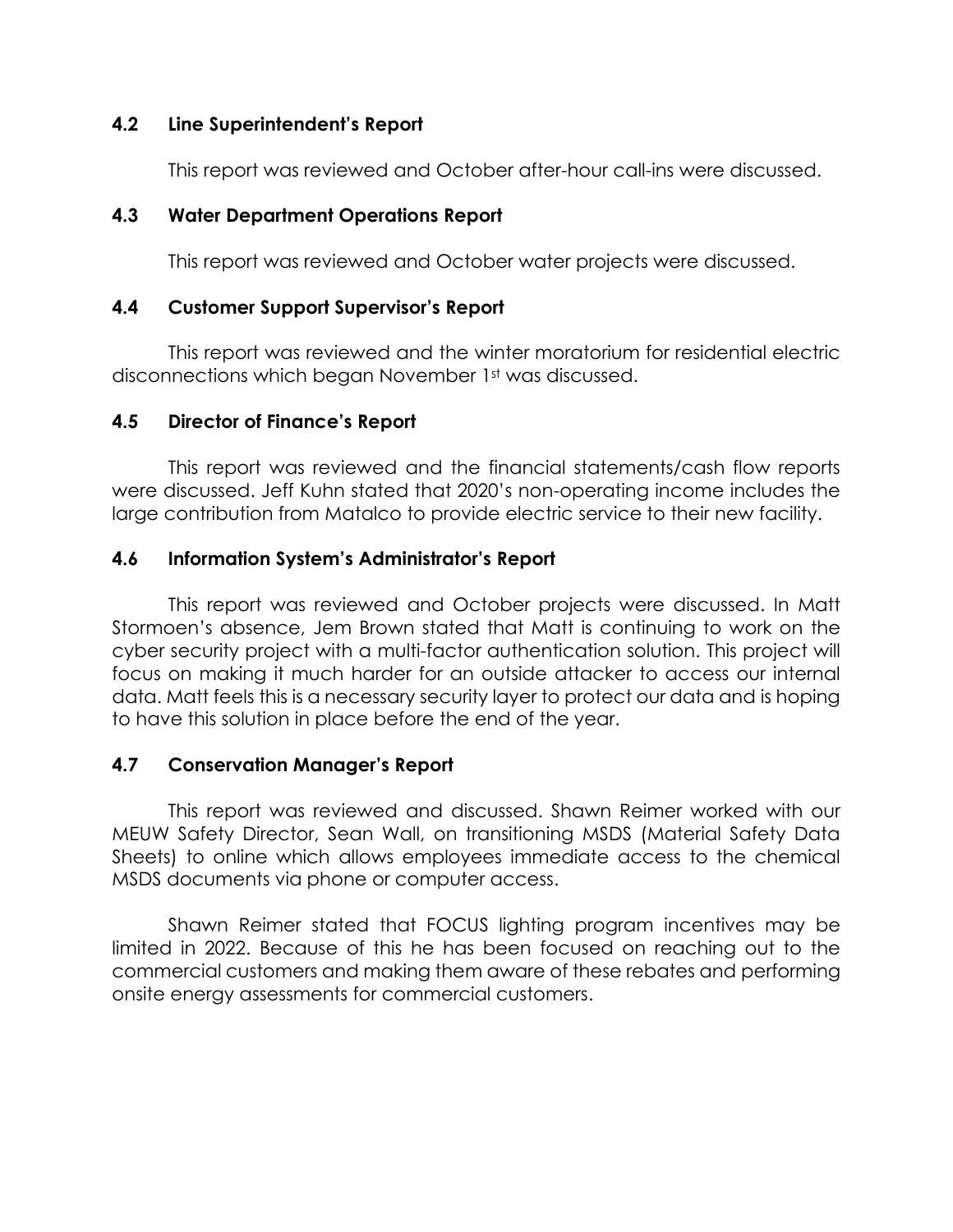### 4.2 Line Superintendent's Report

This report was reviewed and October after-hour call-ins were discussed.

### 4.3 Water Department Operations Report

This report was reviewed and October water projects were discussed.

### 4.4 Customer Support Supervisor's Report

This report was reviewed and the winter moratorium for residential electric disconnections which began November 1st was discussed.

### 4.5 Director of Finance's Report

This report was reviewed and the financial statements/cash flow reports were discussed. Jeff Kuhn stated that 2020's non-operating income includes the large contribution from Matalco to provide electric service to their new facility.

### 4.6 Information System's Administrator's Report

This report was reviewed and October projects were discussed. In Matt Stormoen's absence, Jem Brown stated that Matt is continuing to work on the cyber security project with a multi-factor authentication solution. This project will focus on making it much harder for an outside attacker to access our internal data. Matt feels this is a necessary security layer to protect our data and is hoping to have this solution in place before the end of the year.

### 4.7 Conservation Manager's Report

This report was reviewed and discussed. Shawn Reimer worked with our MEUW Safety Director, Sean Wall, on transitioning MSDS (Material Safety Data Sheets) to online which allows employees immediate access to the chemical MSDS documents via phone or computer access.

Shawn Reimer stated that FOCUS lighting program incentives may be limited in 2022. Because of this he has been focused on reaching out to the commercial customers and making them aware of these rebates and performing onsite energy assessments for commercial customers.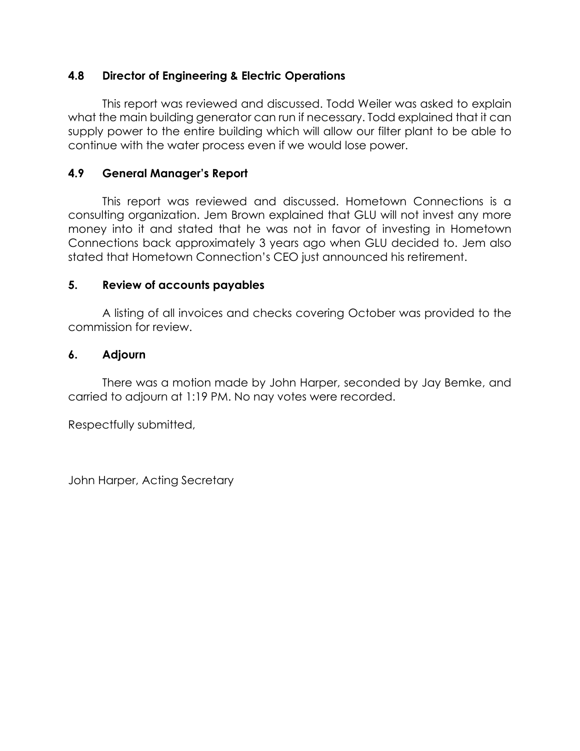### 4.8 Director of Engineering & Electric Operations

This report was reviewed and discussed. Todd Weiler was asked to explain what the main building generator can run if necessary. Todd explained that it can supply power to the entire building which will allow our filter plant to be able to continue with the water process even if we would lose power.

### 4.9 General Manager's Report

This report was reviewed and discussed. Hometown Connections is a consulting organization. Jem Brown explained that GLU will not invest any more money into it and stated that he was not in favor of investing in Hometown Connections back approximately 3 years ago when GLU decided to. Jem also stated that Hometown Connection's CEO just announced his retirement.

### 5. Review of accounts payables

A listing of all invoices and checks covering October was provided to the commission for review.

### 6. Adjourn

There was a motion made by John Harper, seconded by Jay Bemke, and carried to adjourn at 1:19 PM. No nay votes were recorded.

Respectfully submitted,

John Harper, Acting Secretary